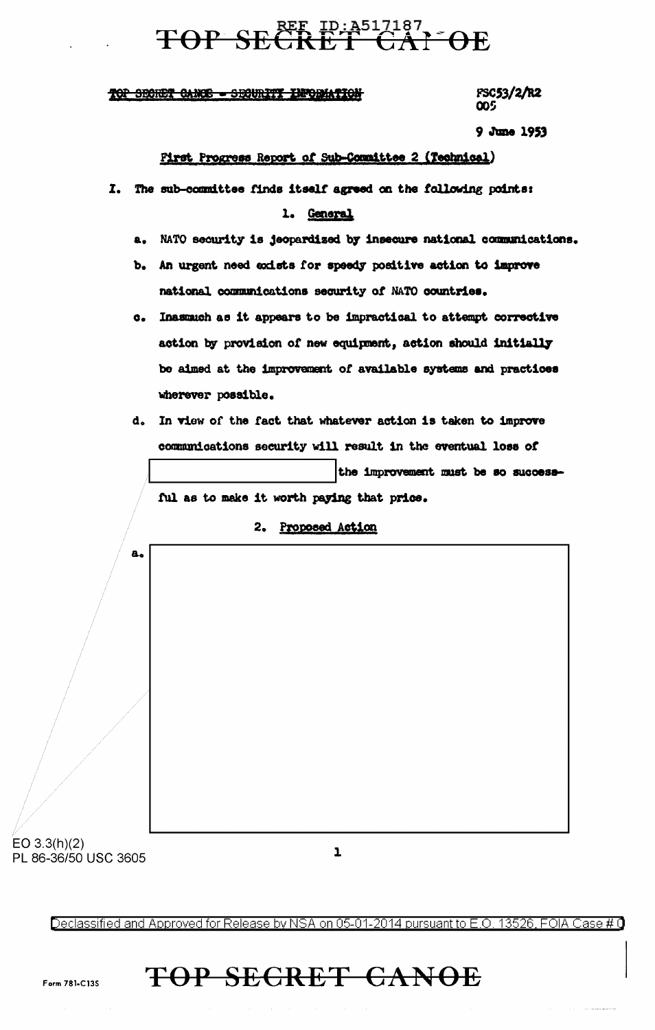TOP SECRET CANOE - SECURITY INFORMATION

FSC53/2/R2
005

9 June 1953

First Progress Report of Sub-Committee 2 (Technical)

I. The sub-committee finds itself agreed on the following points:

1. General

a. NATO security is jeopardized by insecure national communications.

b. An urgent need exists for speedy positive action to improve national communications security of NATO countries.

c. Inasmuch as it appears to be impractical to attempt corrective action by provision of new equipment, action should initially be aimed at the improvement of available systems and practices wherever possible.

d. In view of the fact that whatever action is taken to improve communications security will result in the eventual loss of [REDACTED] the improvement must be so successful as to make it worth paying that price.

2. Proposed Action

a. [REDACTED]

EO 3.3(h)(2)
PL 86-36/50 USC 3605

Declassified and Approved for Release by NSA on 05-01-2014 pursuant to E.O. 13526, FOIA Case # 0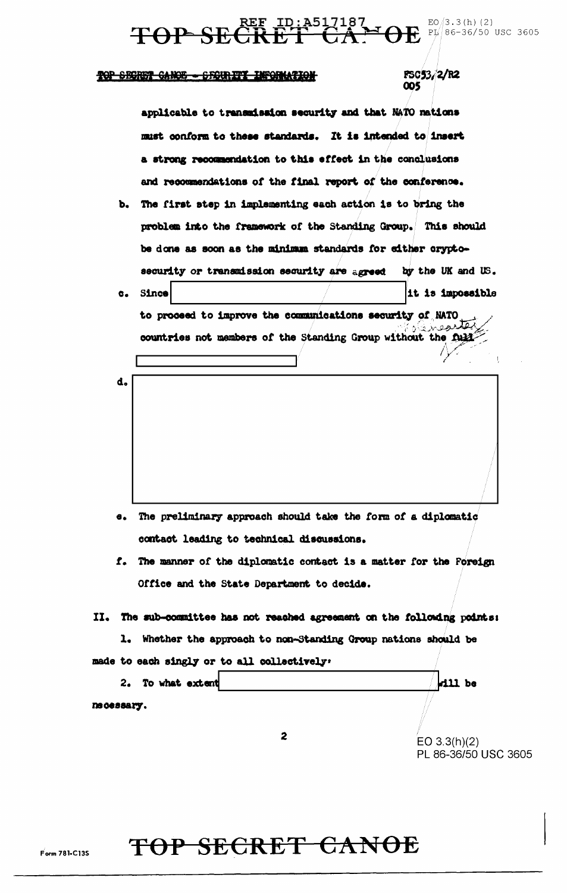TOP SECRET CANOE - SECURITY INFORMATION

FSC53/2/R2
005

applicable to transmission security and that NATO nations must conform to these standards. It is intended to insert a strong recommendation to this effect in the conclusions and recommendations of the final report of the conference.

b. The first step in implementing each action is to bring the problem into the framework of the Standing Group. This should be done as soon as the minimum standards for either crypto-security or transmission security are agreed by the UK and US.

c. Since [REDACTED] it is impossible to proceed to improve the communications security of NATO countries not members of the Standing Group without the full [REDACTED]

d. [REDACTED]

e. The preliminary approach should take the form of a diplomatic contact leading to technical discussions.

f. The manner of the diplomatic contact is a matter for the Foreign Office and the State Department to decide.

II. The sub-committee has not reached agreement on the following points:

1. Whether the approach to non-Standing Group nations should be made to each singly or to all collectively.

2. To what extent [REDACTED] will be necessary.

EO 3.3(h)(2)
PL 86-36/50 USC 3605

Form 781-C13S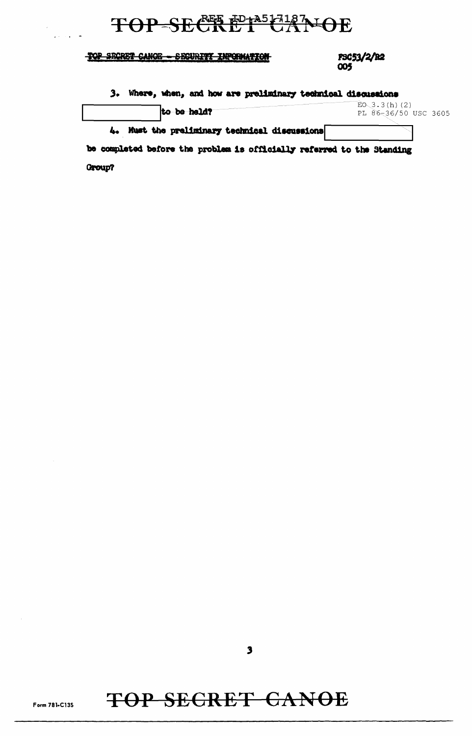~~TOP SECRET CANOE - SECURITY INFORMATION~~

FSC53/2/R2
005

3. Where, when, and how are preliminary technical discussions [redacted] to be held?

EO 3.3(h)(2)
PL 86-36/50 USC 3605

4. Must the preliminary technical discussions [redacted] be completed before the problem is officially referred to the Standing Group?

Form 781-C13S